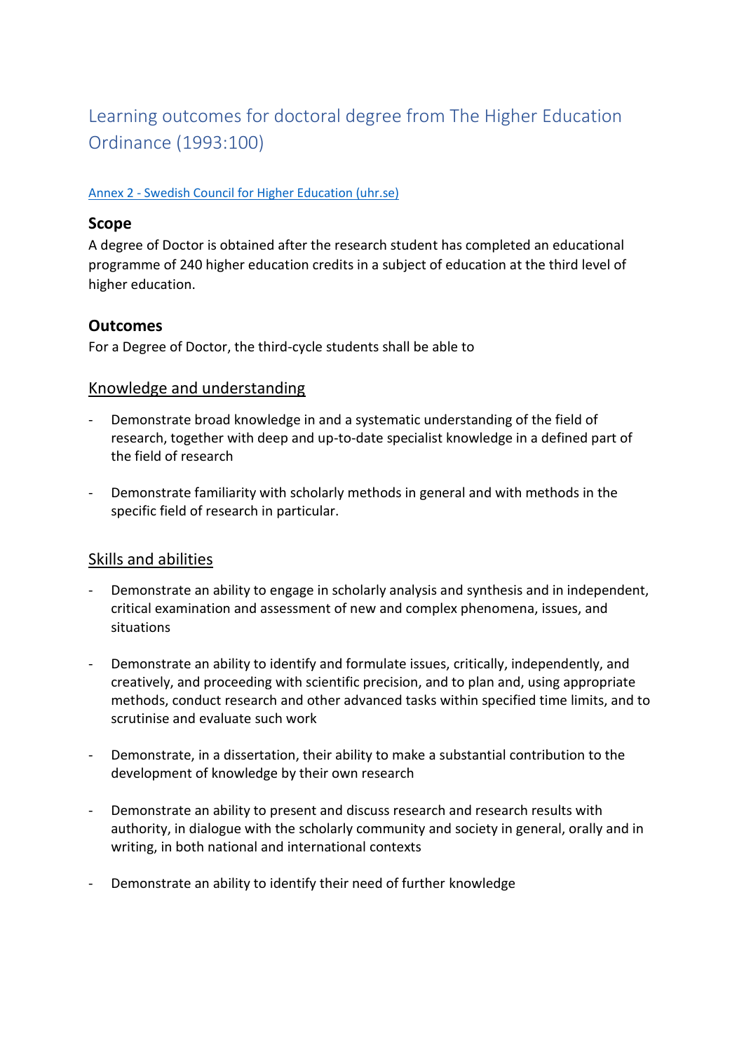# Learning outcomes for doctoral degree from The Higher Education Ordinance (1993:100)

[Annex 2 - Swedish Council for Higher Education (uhr.se)]()

## Scope

A degree of Doctor is obtained after the research student has completed an educational programme of 240 higher education credits in a subject of education at the third level of higher education.

## Outcomes

For a Degree of Doctor, the third-cycle students shall be able to

### Knowledge and understanding

- Demonstrate broad knowledge in and a systematic understanding of the field of research, together with deep and up-to-date specialist knowledge in a defined part of the field of research

- Demonstrate familiarity with scholarly methods in general and with methods in the specific field of research in particular.

### Skills and abilities

- Demonstrate an ability to engage in scholarly analysis and synthesis and in independent, critical examination and assessment of new and complex phenomena, issues, and situations

- Demonstrate an ability to identify and formulate issues, critically, independently, and creatively, and proceeding with scientific precision, and to plan and, using appropriate methods, conduct research and other advanced tasks within specified time limits, and to scrutinise and evaluate such work

- Demonstrate, in a dissertation, their ability to make a substantial contribution to the development of knowledge by their own research

- Demonstrate an ability to present and discuss research and research results with authority, in dialogue with the scholarly community and society in general, orally and in writing, in both national and international contexts

- Demonstrate an ability to identify their need of further knowledge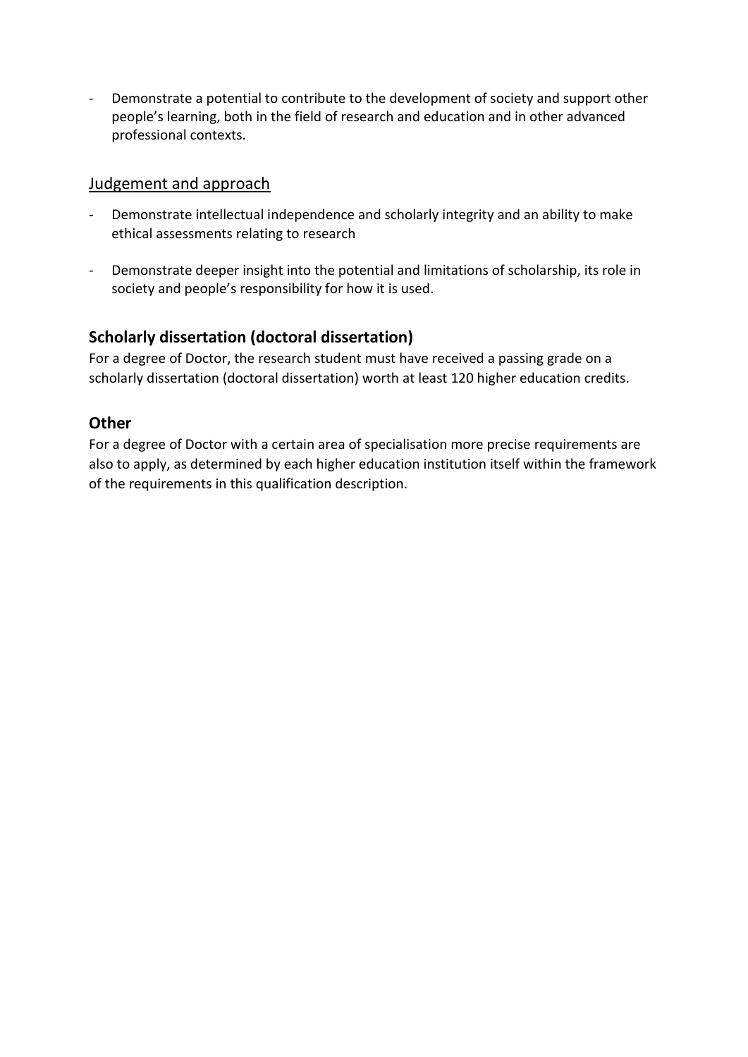- Demonstrate a potential to contribute to the development of society and support other people's learning, both in the field of research and education and in other advanced professional contexts.

### Judgement and approach

- Demonstrate intellectual independence and scholarly integrity and an ability to make ethical assessments relating to research
- Demonstrate deeper insight into the potential and limitations of scholarship, its role in society and people's responsibility for how it is used.

## Scholarly dissertation (doctoral dissertation)

For a degree of Doctor, the research student must have received a passing grade on a scholarly dissertation (doctoral dissertation) worth at least 120 higher education credits.

## Other

For a degree of Doctor with a certain area of specialisation more precise requirements are also to apply, as determined by each higher education institution itself within the framework of the requirements in this qualification description.